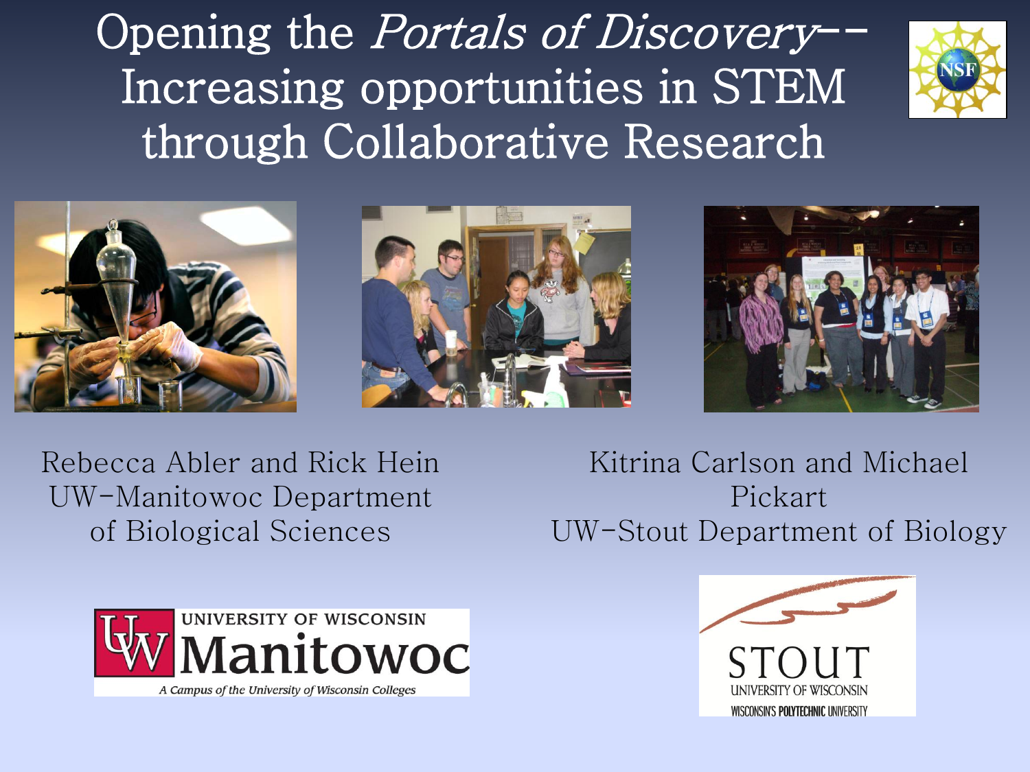# Opening the *Portals of Discovery*-- Increasing opportunities in STEM through Collaborative Research

Rebecca Abler and Rick Hein
UW-Manitowoc Department of Biological Sciences

Kitrina Carlson and Michael Pickart
UW-Stout Department of Biology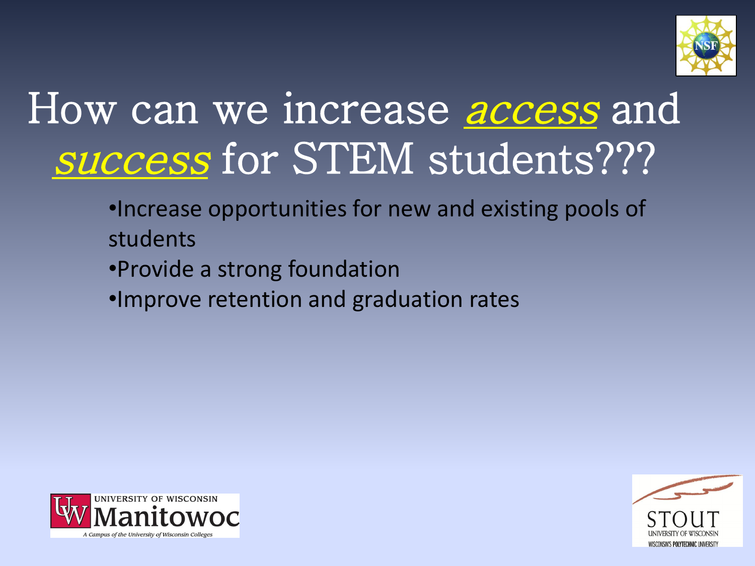# How can we increase *access* and *success* for STEM students???

- Increase opportunities for new and existing pools of students
- Provide a strong foundation
- Improve retention and graduation rates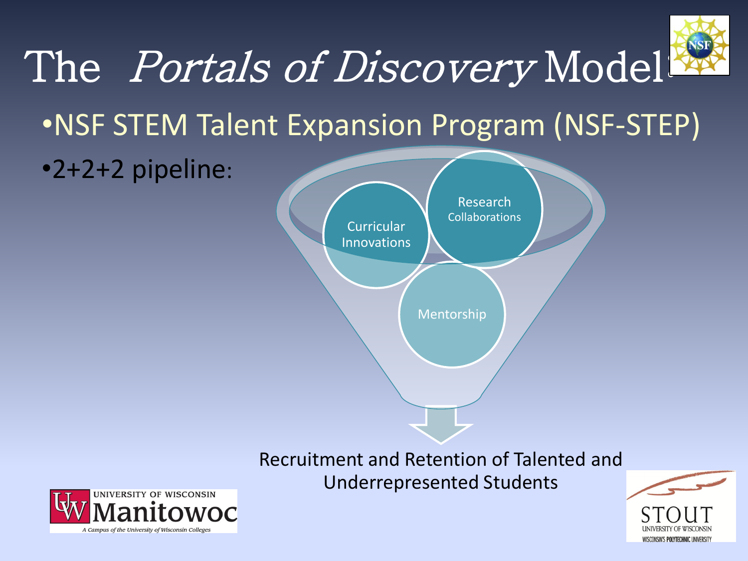# The *Portals of Discovery* Model:

- NSF STEM Talent Expansion Program (NSF-STEP)
- 2+2+2 pipeline:

Curricular Innovations

Research Collaborations

Mentorship

Recruitment and Retention of Talented and Underrepresented Students

UNIVERSITY OF WISCONSIN Manitowoc
A Campus of the University of Wisconsin Colleges

STOUT
UNIVERSITY OF WISCONSIN
WISCONSIN'S POLYTECHNIC UNIVERSITY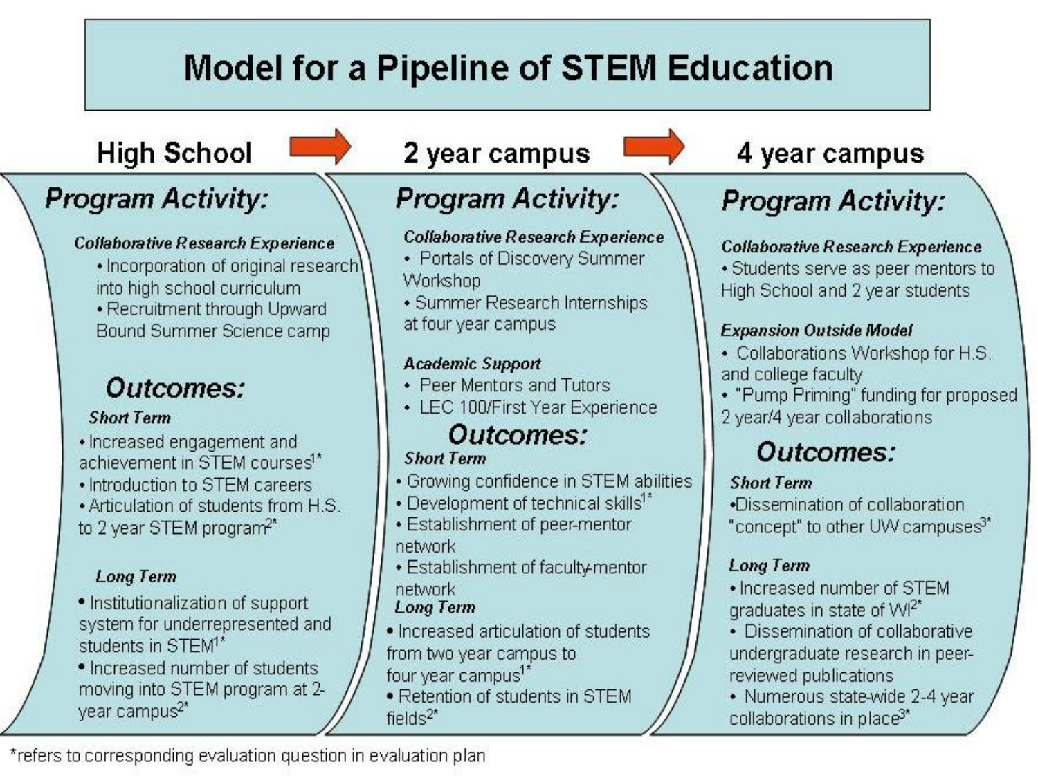# Model for a Pipeline of STEM Education

## High School

### Program Activity:

***Collaborative Research Experience***

- Incorporation of original research into high school curriculum
- Recruitment through Upward Bound Summer Science camp

### Outcomes:

***Short Term***

- Increased engagement and achievement in STEM courses[1*]
- Introduction to STEM careers
- Articulation of students from H.S. to 2 year STEM program[2*]

***Long Term***

- Institutionalization of support system for underrepresented and students in STEM[1*]
- Increased number of students moving into STEM program at 2-year campus[2*]

## 2 year campus

### Program Activity:

***Collaborative Research Experience***

- Portals of Discovery Summer Workshop
- Summer Research Internships at four year campus

***Academic Support***

- Peer Mentors and Tutors
- LEC 100/First Year Experience

### Outcomes:

***Short Term***

- Growing confidence in STEM abilities
- Development of technical skills[1*]
- Establishment of peer-mentor network
- Establishment of faculty-mentor network

***Long Term***

- Increased articulation of students from two year campus to four year campus[1*]
- Retention of students in STEM fields[2*]

## 4 year campus

### Program Activity:

***Collaborative Research Experience***

- Students serve as peer mentors to High School and 2 year students

***Expansion Outside Model***

- Collaborations Workshop for H.S. and college faculty
- "Pump Priming" funding for proposed 2 year/4 year collaborations

### Outcomes:

***Short Term***

- Dissemination of collaboration "concept" to other UW campuses[3*]

***Long Term***

- Increased number of STEM graduates in state of WI[2*]
- Dissemination of collaborative undergraduate research in peer-reviewed publications
- Numerous state-wide 2-4 year collaborations in place[3*]

*refers to corresponding evaluation question in evaluation plan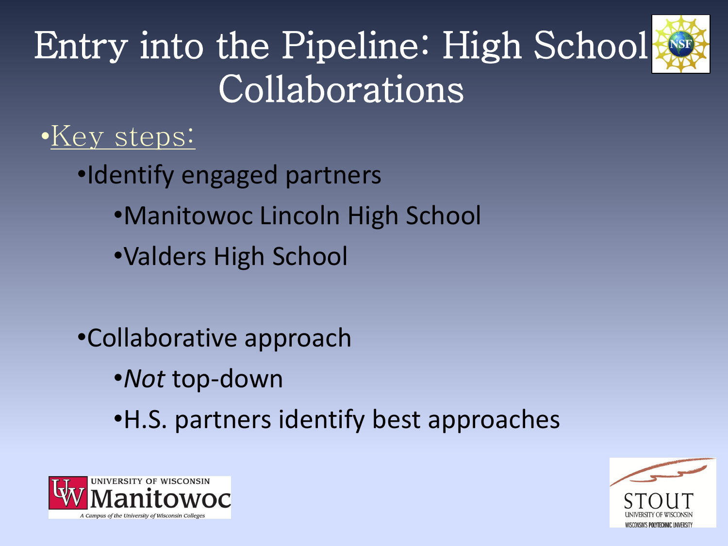# Entry into the Pipeline: High School Collaborations

- <u>Key steps:</u>
  - Identify engaged partners
    - Manitowoc Lincoln High School
    - Valders High School
  - Collaborative approach
    - *Not* top-down
    - H.S. partners identify best approaches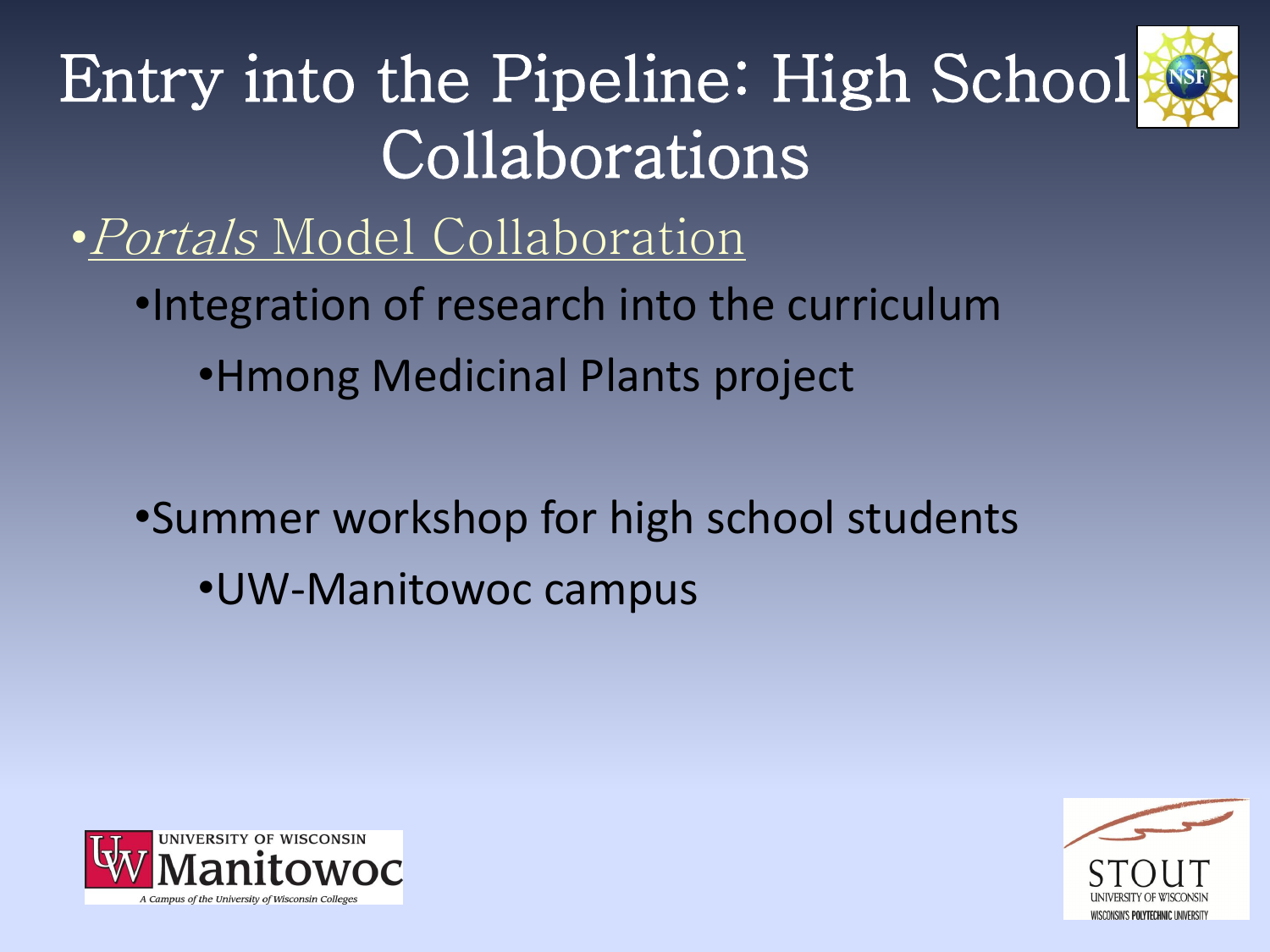# Entry into the Pipeline: High School Collaborations

- *Portals* Model Collaboration
  - Integration of research into the curriculum
    - Hmong Medicinal Plants project
  - Summer workshop for high school students
    - UW-Manitowoc campus

UNIVERSITY OF WISCONSIN Manitowoc
*A Campus of the University of Wisconsin Colleges*

STOUT
UNIVERSITY OF WISCONSIN
WISCONSIN'S POLYTECHNIC UNIVERSITY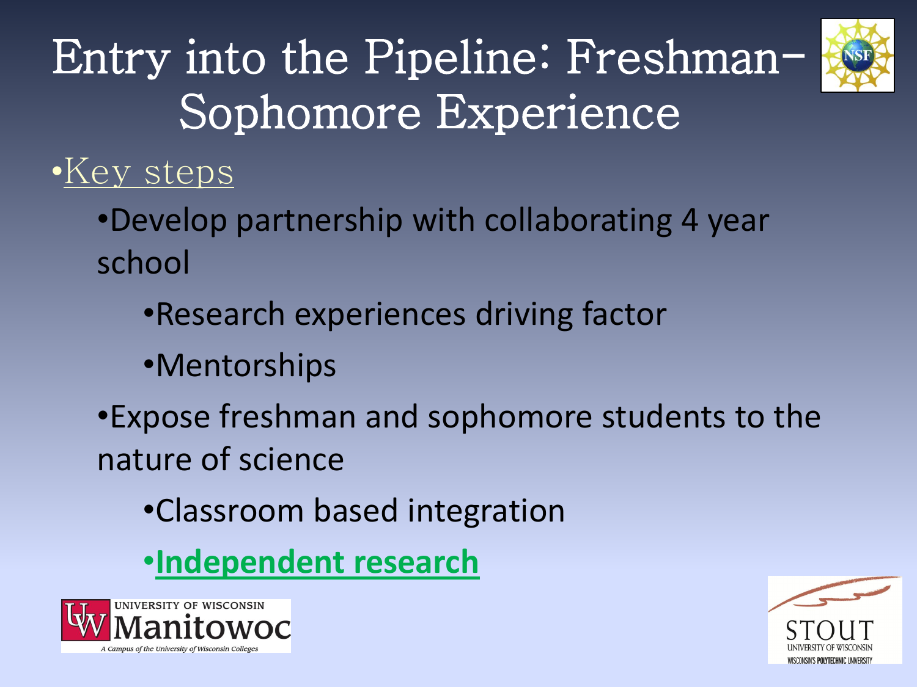# Entry into the Pipeline: Freshman-Sophomore Experience

- Key steps
  - Develop partnership with collaborating 4 year school
    - Research experiences driving factor
    - Mentorships
  - Expose freshman and sophomore students to the nature of science
    - Classroom based integration
    - **Independent research**

UNIVERSITY OF WISCONSIN Manitowoc
*A Campus of the University of Wisconsin Colleges*

STOUT UNIVERSITY OF WISCONSIN
WISCONSIN'S POLYTECHNIC UNIVERSITY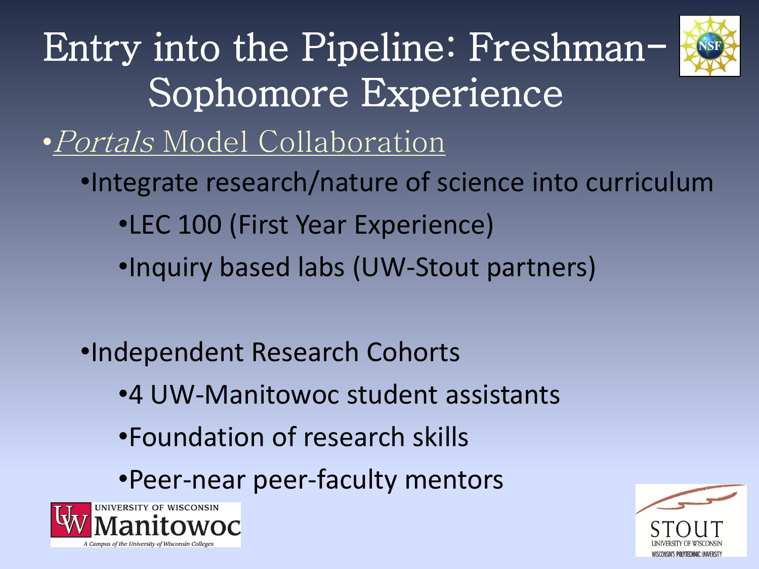# Entry into the Pipeline: Freshman–Sophomore Experience

- *Portals* Model Collaboration
  - Integrate research/nature of science into curriculum
    - LEC 100 (First Year Experience)
    - Inquiry based labs (UW-Stout partners)
  - Independent Research Cohorts
    - 4 UW-Manitowoc student assistants
    - Foundation of research skills
    - Peer-near peer-faculty mentors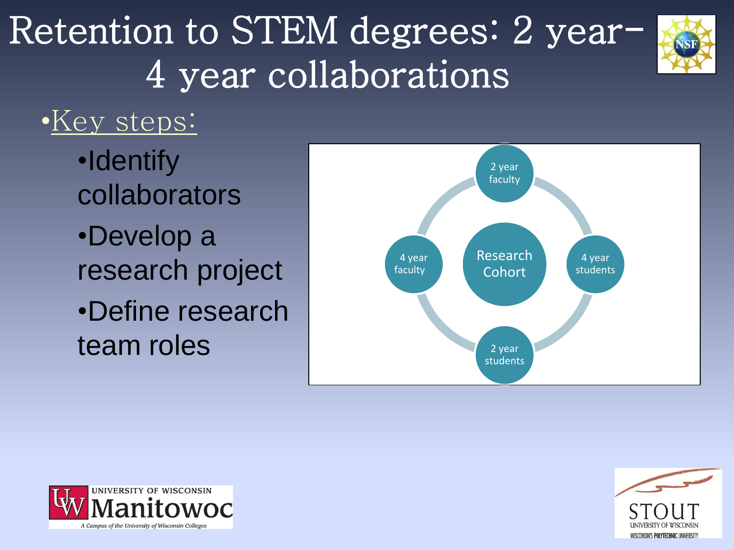# Retention to STEM degrees: 2 year–4 year collaborations

- Key steps:
  - Identify collaborators
  - Develop a research project
  - Define research team roles

2 year faculty

4 year faculty

Research Cohort

4 year students

2 year students

UNIVERSITY OF WISCONSIN Manitowoc

*A Campus of the University of Wisconsin Colleges*

STOUT UNIVERSITY OF WISCONSIN

WISCONSIN'S POLYTECHNIC UNIVERSITY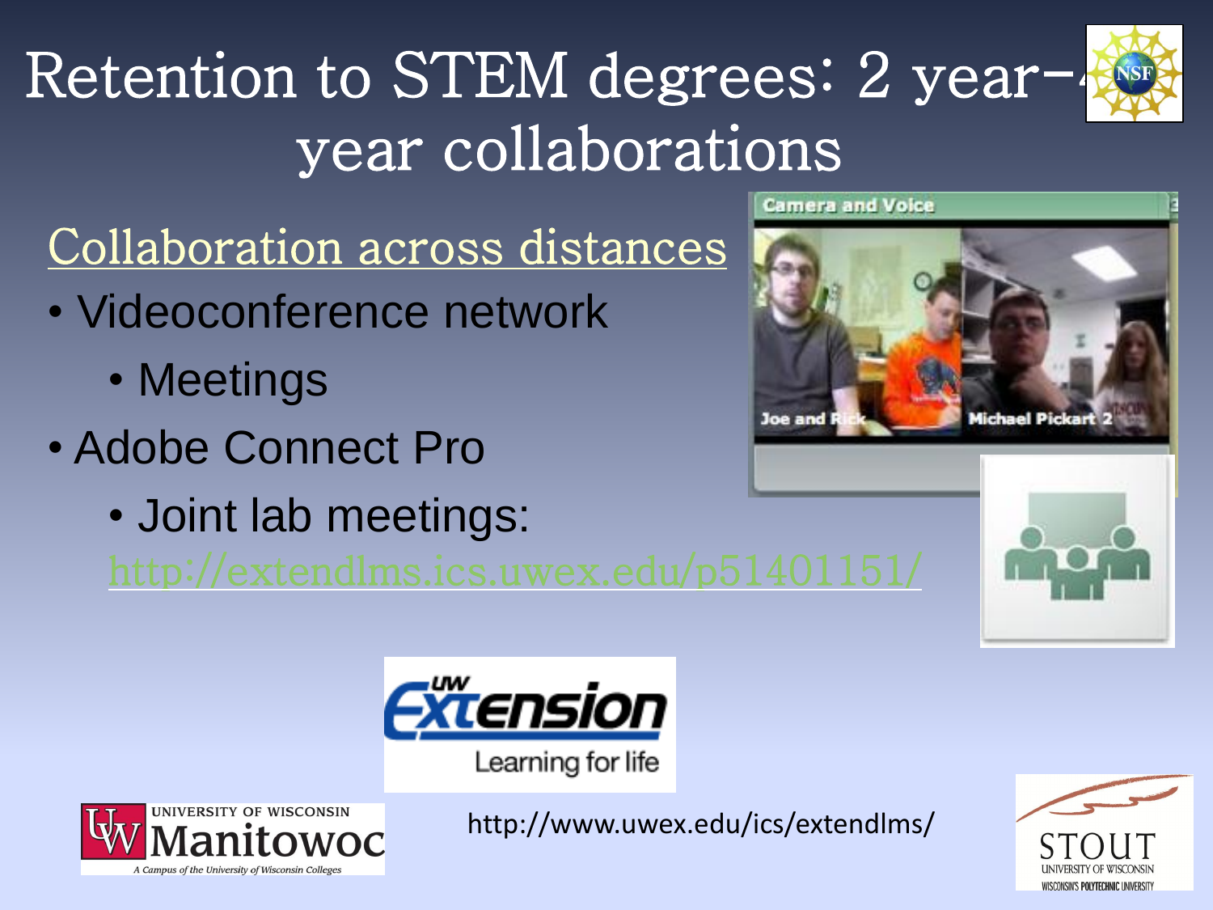# Retention to STEM degrees: 2 year-4 year collaborations

## Collaboration across distances

- Videoconference network
  - Meetings
- Adobe Connect Pro
  - Joint lab meetings: http://extendlms.ics.uwex.edu/p51401151/

http://www.uwex.edu/ics/extendlms/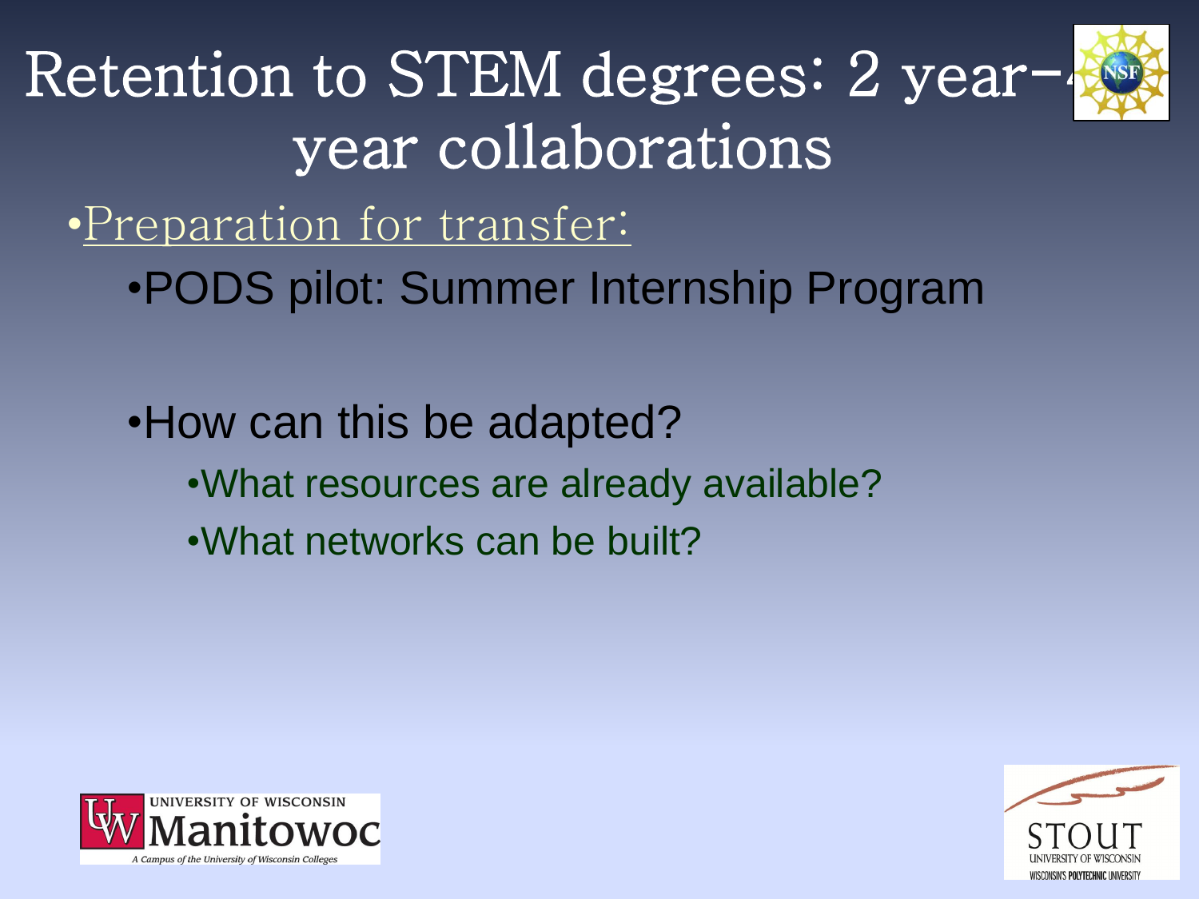# Retention to STEM degrees: 2 year-4 year collaborations

- Preparation for transfer:
  - PODS pilot: Summer Internship Program
  - How can this be adapted?
    - What resources are already available?
    - What networks can be built?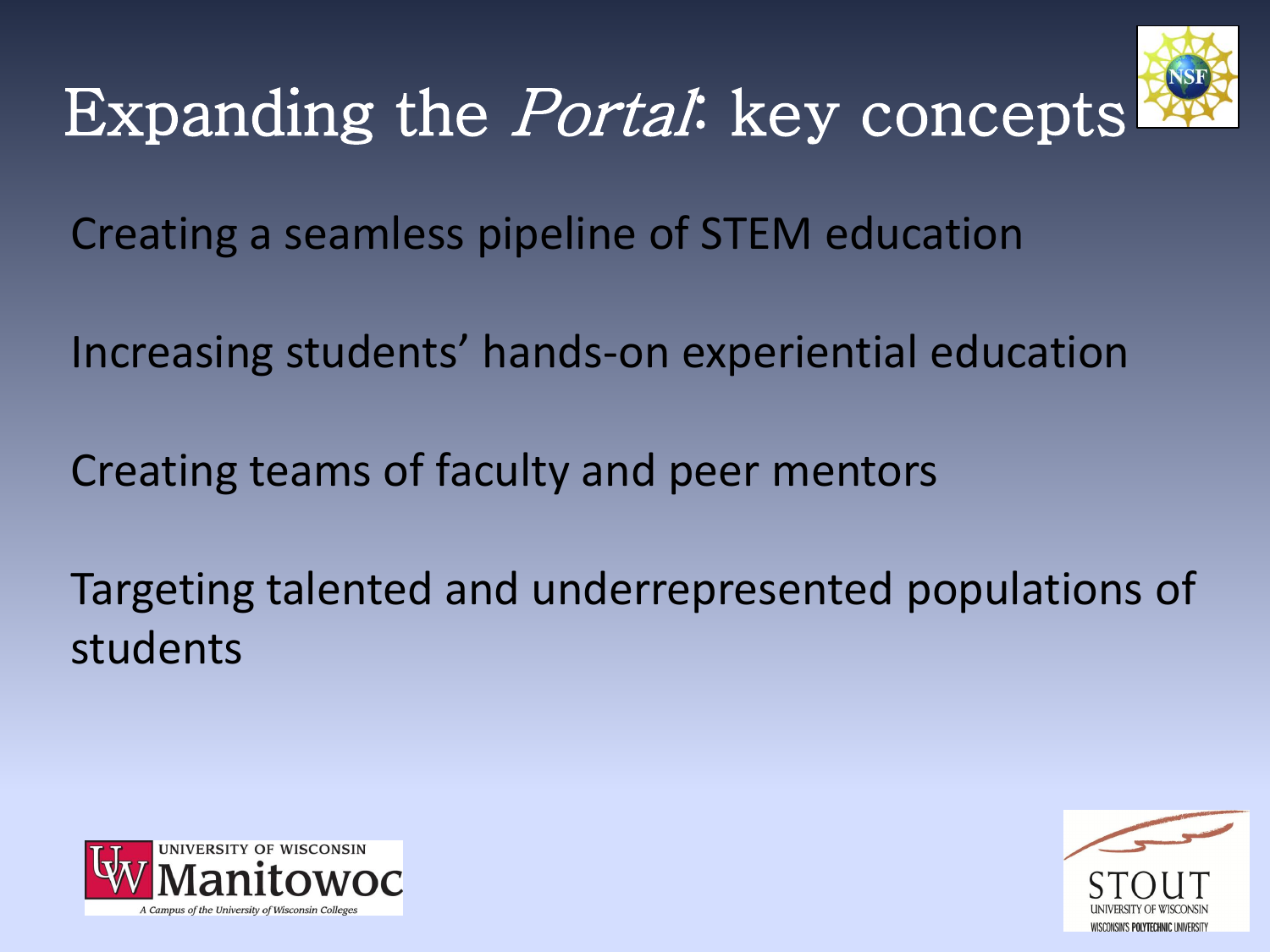# Expanding the *Portal*: key concepts

Creating a seamless pipeline of STEM education

Increasing students' hands-on experiential education

Creating teams of faculty and peer mentors

Targeting talented and underrepresented populations of students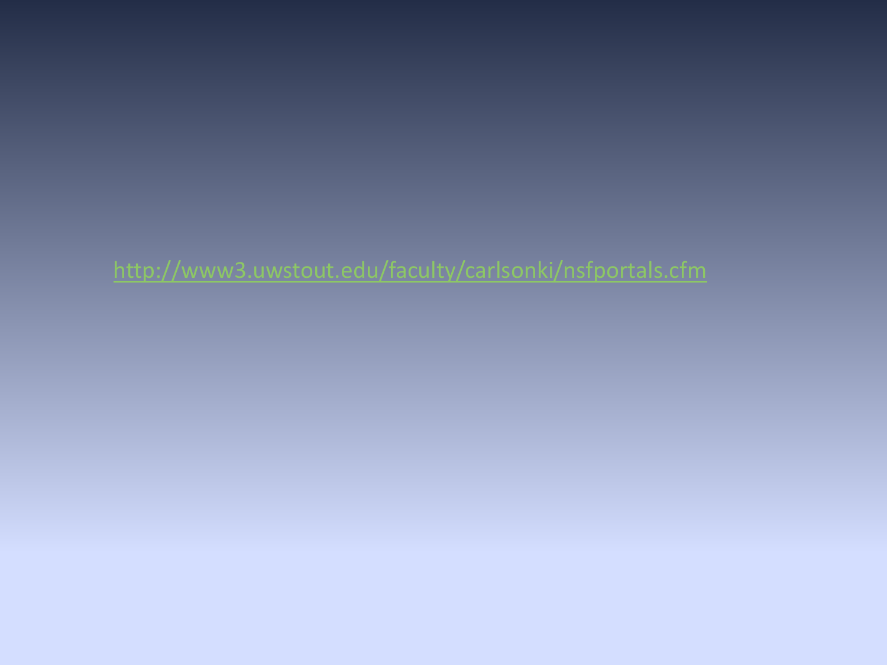http://www3.uwstout.edu/faculty/carlsonki/nsfportals.cfm